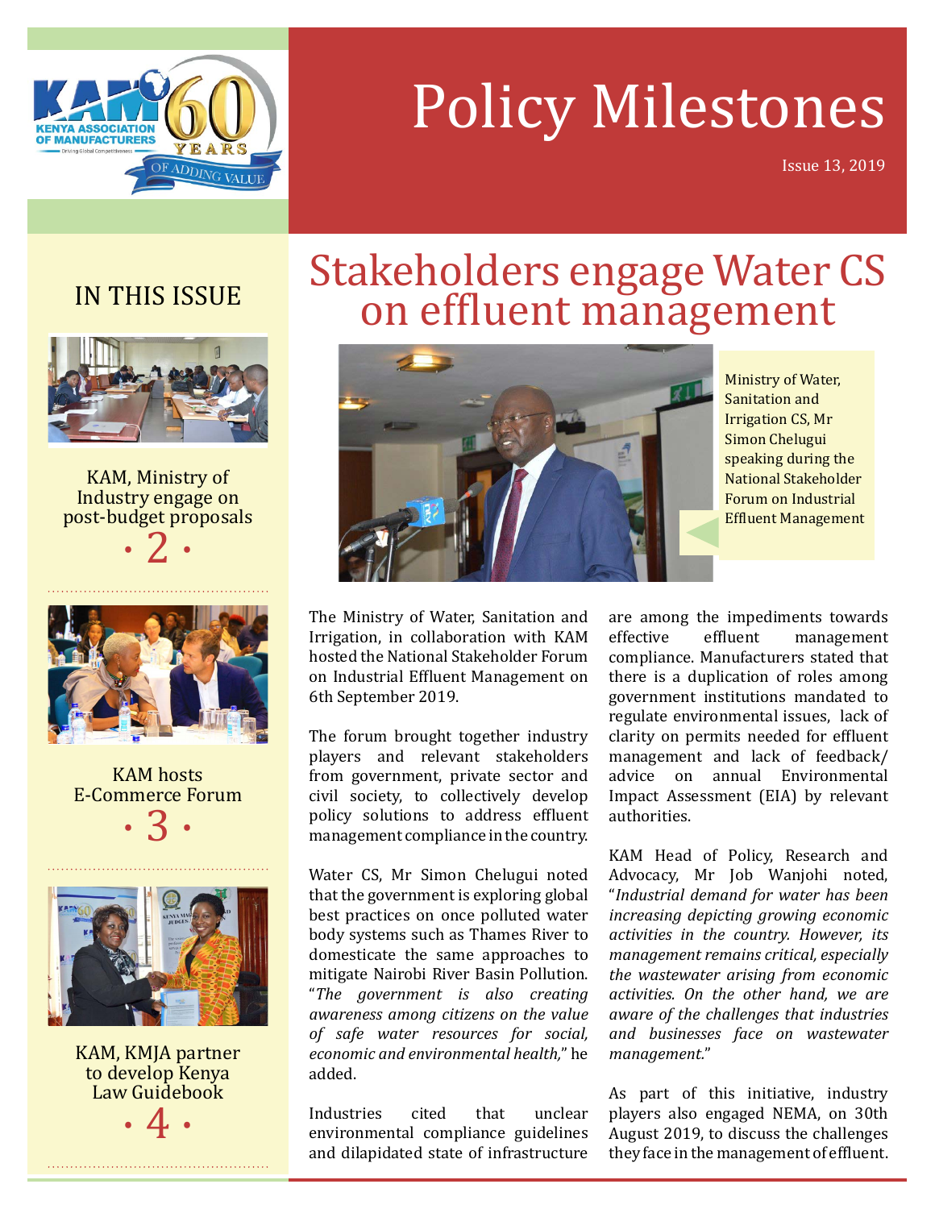# Policy Milestones

Issue 13, 2019

## IN THIS ISSUE

KAM, Ministry of Industry engage on post-budget proposals
• 2 •

KAM hosts E-Commerce Forum
• 3 •

KAM, KMJA partner to develop Kenya Law Guidebook
• 4 •

# Stakeholders engage Water CS on effluent management

Ministry of Water, Sanitation and Irrigation CS, Mr Simon Chelugui speaking during the National Stakeholder Forum on Industrial Effluent Management

The Ministry of Water, Sanitation and Irrigation, in collaboration with KAM hosted the National Stakeholder Forum on Industrial Effluent Management on 6th September 2019.

The forum brought together industry players and relevant stakeholders from government, private sector and civil society, to collectively develop policy solutions to address effluent management compliance in the country.

Water CS, Mr Simon Chelugui noted that the government is exploring global best practices on once polluted water body systems such as Thames River to domesticate the same approaches to mitigate Nairobi River Basin Pollution. "*The government is also creating awareness among citizens on the value of safe water resources for social, economic and environmental health,*" he added.

Industries cited that unclear environmental compliance guidelines and dilapidated state of infrastructure are among the impediments towards effective effluent management compliance. Manufacturers stated that there is a duplication of roles among government institutions mandated to regulate environmental issues, lack of clarity on permits needed for effluent management and lack of feedback/ advice on annual Environmental Impact Assessment (EIA) by relevant authorities.

KAM Head of Policy, Research and Advocacy, Mr Job Wanjohi noted, "*Industrial demand for water has been increasing depicting growing economic activities in the country. However, its management remains critical, especially the wastewater arising from economic activities. On the other hand, we are aware of the challenges that industries and businesses face on wastewater management.*"

As part of this initiative, industry players also engaged NEMA, on 30th August 2019, to discuss the challenges they face in the management of effluent.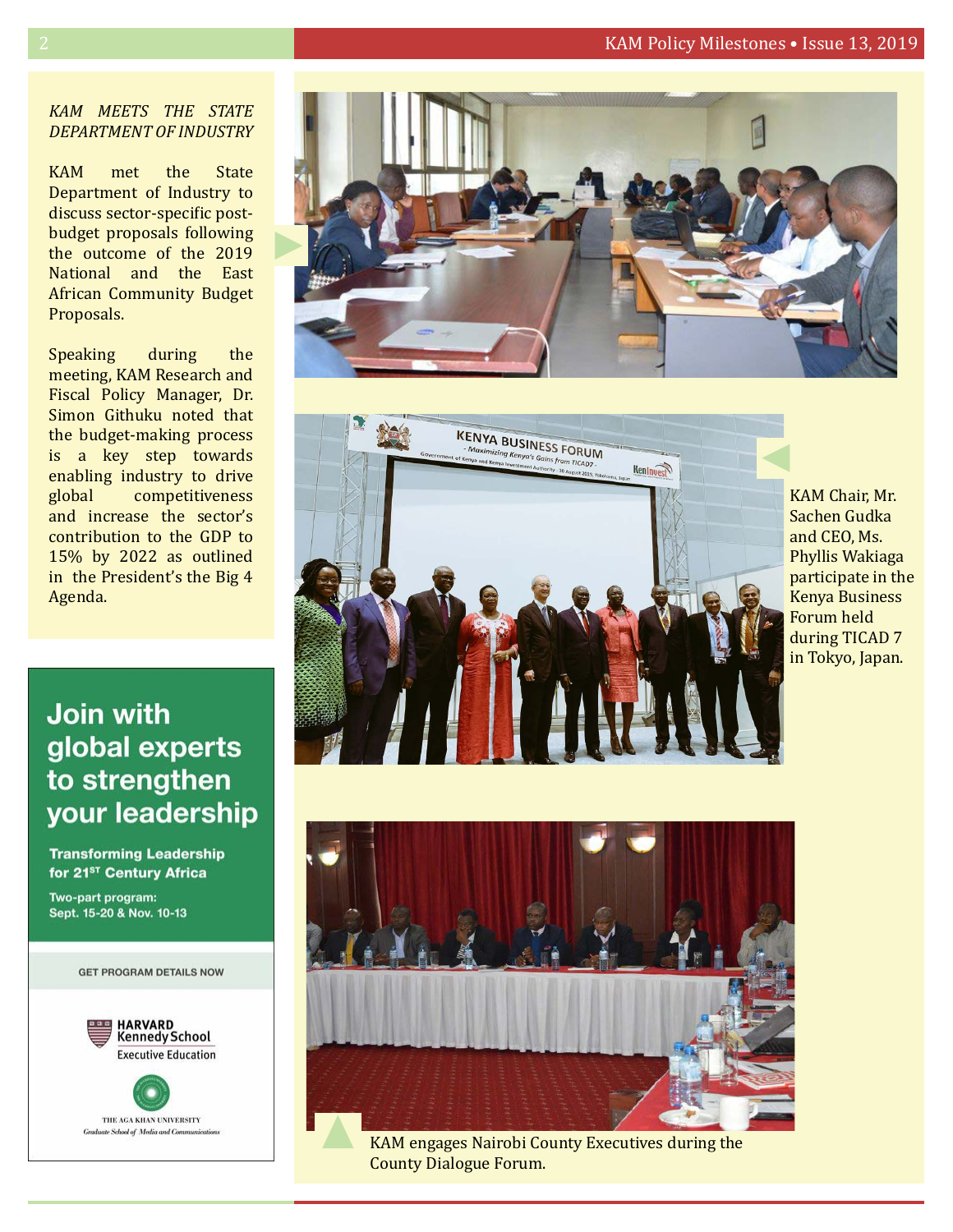### *KAM MEETS THE STATE DEPARTMENT OF INDUSTRY*

KAM met the State Department of Industry to discuss sector-specific post-budget proposals following the outcome of the 2019 National and the East African Community Budget Proposals.

Speaking during the meeting, KAM Research and Fiscal Policy Manager, Dr. Simon Githuku noted that the budget-making process is a key step towards enabling industry to drive global competitiveness and increase the sector's contribution to the GDP to 15% by 2022 as outlined in the President's the Big 4 Agenda.

## Join with global experts to strengthen your leadership

**Transforming Leadership for 21ST Century Africa**

**Two-part program: Sept. 15-20 & Nov. 10-13**

GET PROGRAM DETAILS NOW

HARVARD Kennedy School Executive Education

THE AGA KHAN UNIVERSITY Graduate School of Media and Communications

KAM Chair, Mr. Sachen Gudka and CEO, Ms. Phyllis Wakiaga participate in the Kenya Business Forum held during TICAD 7 in Tokyo, Japan.

KAM engages Nairobi County Executives during the County Dialogue Forum.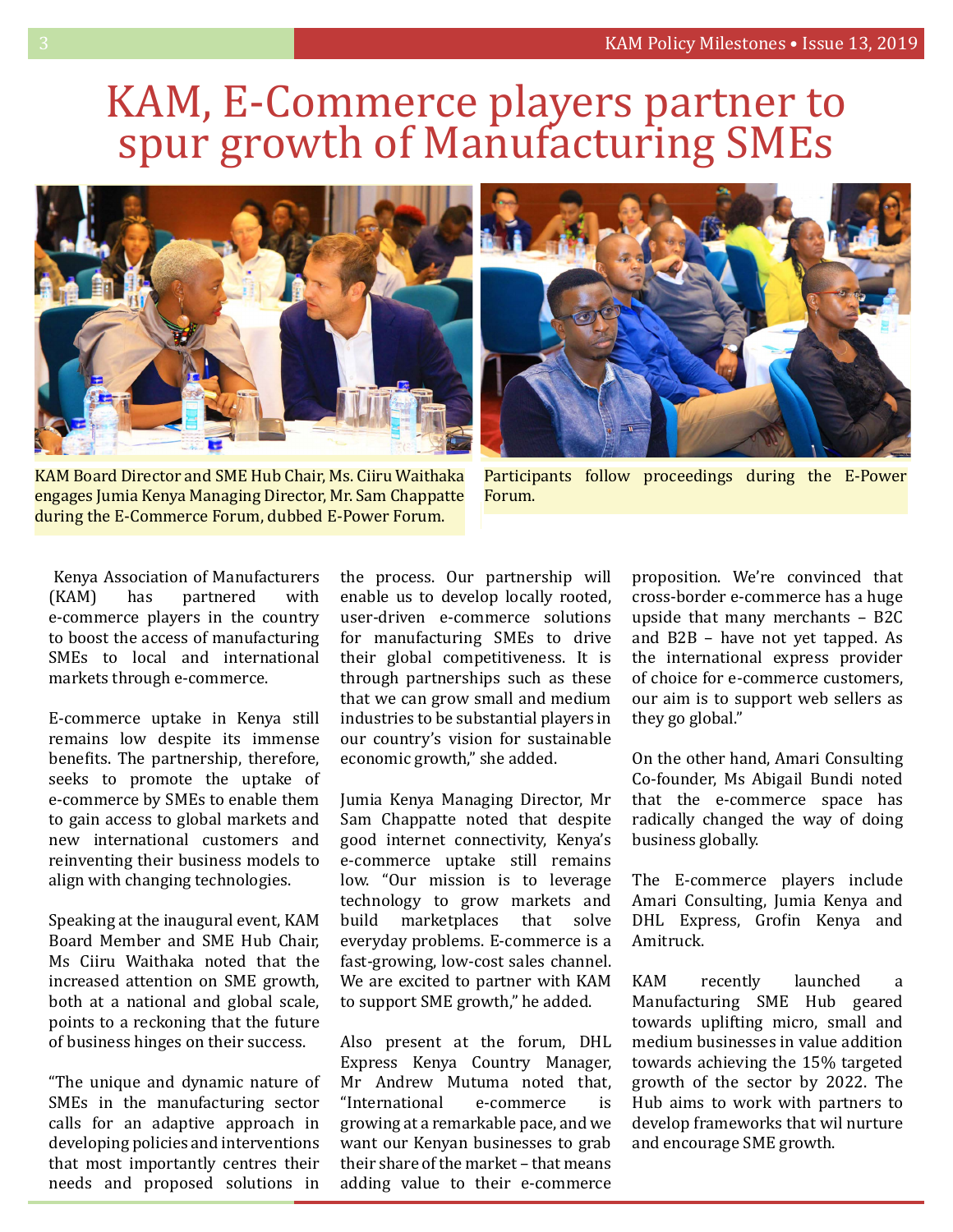# KAM, E-Commerce players partner to spur growth of Manufacturing SMEs

KAM Board Director and SME Hub Chair, Ms. Ciiru Waithaka engages Jumia Kenya Managing Director, Mr. Sam Chappatte during the E-Commerce Forum, dubbed E-Power Forum.

Participants follow proceedings during the E-Power Forum.

Kenya Association of Manufacturers (KAM) has partnered with e-commerce players in the country to boost the access of manufacturing SMEs to local and international markets through e-commerce.

E-commerce uptake in Kenya still remains low despite its immense benefits. The partnership, therefore, seeks to promote the uptake of e-commerce by SMEs to enable them to gain access to global markets and new international customers and reinventing their business models to align with changing technologies.

Speaking at the inaugural event, KAM Board Member and SME Hub Chair, Ms Ciiru Waithaka noted that the increased attention on SME growth, both at a national and global scale, points to a reckoning that the future of business hinges on their success.

"The unique and dynamic nature of SMEs in the manufacturing sector calls for an adaptive approach in developing policies and interventions that most importantly centres their needs and proposed solutions in the process. Our partnership will enable us to develop locally rooted, user-driven e-commerce solutions for manufacturing SMEs to drive their global competitiveness. It is through partnerships such as these that we can grow small and medium industries to be substantial players in our country's vision for sustainable economic growth," she added.

Jumia Kenya Managing Director, Mr Sam Chappatte noted that despite good internet connectivity, Kenya's e-commerce uptake still remains low. "Our mission is to leverage technology to grow markets and build marketplaces that solve everyday problems. E-commerce is a fast-growing, low-cost sales channel. We are excited to partner with KAM to support SME growth," he added.

Also present at the forum, DHL Express Kenya Country Manager, Mr Andrew Mutuma noted that, "International e-commerce is growing at a remarkable pace, and we want our Kenyan businesses to grab their share of the market – that means adding value to their e-commerce proposition. We're convinced that cross-border e-commerce has a huge upside that many merchants – B2C and B2B – have not yet tapped. As the international express provider of choice for e-commerce customers, our aim is to support web sellers as they go global."

On the other hand, Amari Consulting Co-founder, Ms Abigail Bundi noted that the e-commerce space has radically changed the way of doing business globally.

The E-commerce players include Amari Consulting, Jumia Kenya and DHL Express, Grofin Kenya and Amitruck.

KAM recently launched a Manufacturing SME Hub geared towards uplifting micro, small and medium businesses in value addition towards achieving the 15% targeted growth of the sector by 2022. The Hub aims to work with partners to develop frameworks that wil nurture and encourage SME growth.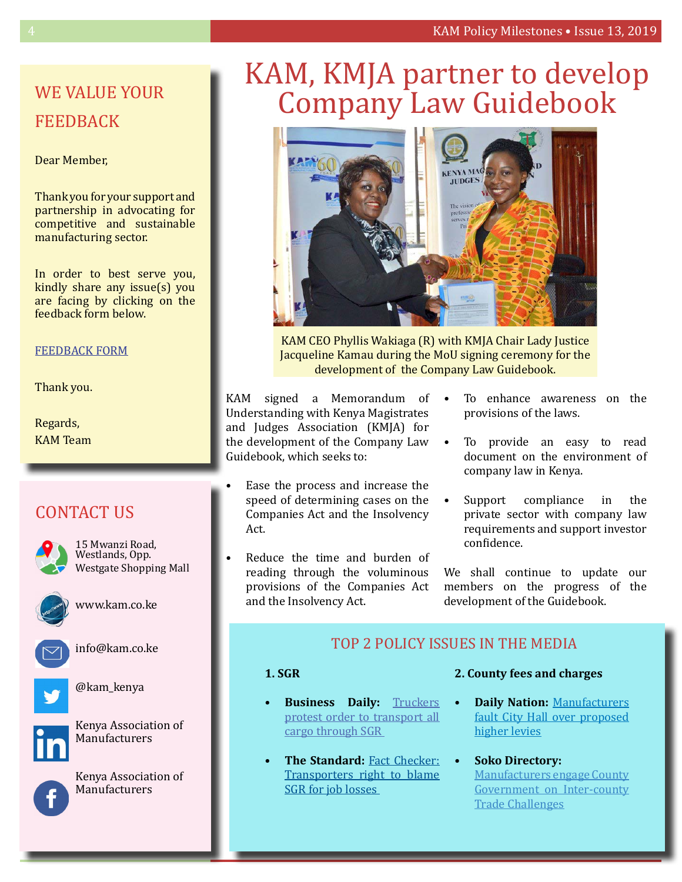## WE VALUE YOUR FEEDBACK

Dear Member,

Thank you for your support and partnership in advocating for competitive and sustainable manufacturing sector.

In order to best serve you, kindly share any issue(s) you are facing by clicking on the feedback form below.

FEEDBACK FORM

Thank you.

Regards,
KAM Team

## CONTACT US

15 Mwanzi Road, Westlands, Opp. Westgate Shopping Mall

www.kam.co.ke

info@kam.co.ke

@kam_kenya

Kenya Association of Manufacturers

Kenya Association of Manufacturers

# KAM, KMJA partner to develop Company Law Guidebook

KAM CEO Phyllis Wakiaga (R) with KMJA Chair Lady Justice Jacqueline Kamau during the MoU signing ceremony for the development of the Company Law Guidebook.

KAM signed a Memorandum of Understanding with Kenya Magistrates and Judges Association (KMJA) for the development of the Company Law Guidebook, which seeks to:

- Ease the process and increase the speed of determining cases on the Companies Act and the Insolvency Act.
- Reduce the time and burden of reading through the voluminous provisions of the Companies Act and the Insolvency Act.
- To enhance awareness on the provisions of the laws.
- To provide an easy to read document on the environment of company law in Kenya.
- Support compliance in the private sector with company law requirements and support investor confidence.

We shall continue to update our members on the progress of the development of the Guidebook.

## TOP 2 POLICY ISSUES IN THE MEDIA

**1. SGR**

- **Business Daily:** Truckers protest order to transport all cargo through SGR
- **The Standard:** Fact Checker: Transporters right to blame SGR for job losses

**2. County fees and charges**

- **Daily Nation:** Manufacturers fault City Hall over proposed higher levies
- **Soko Directory:** Manufacturers engage County Government on Inter-county Trade Challenges